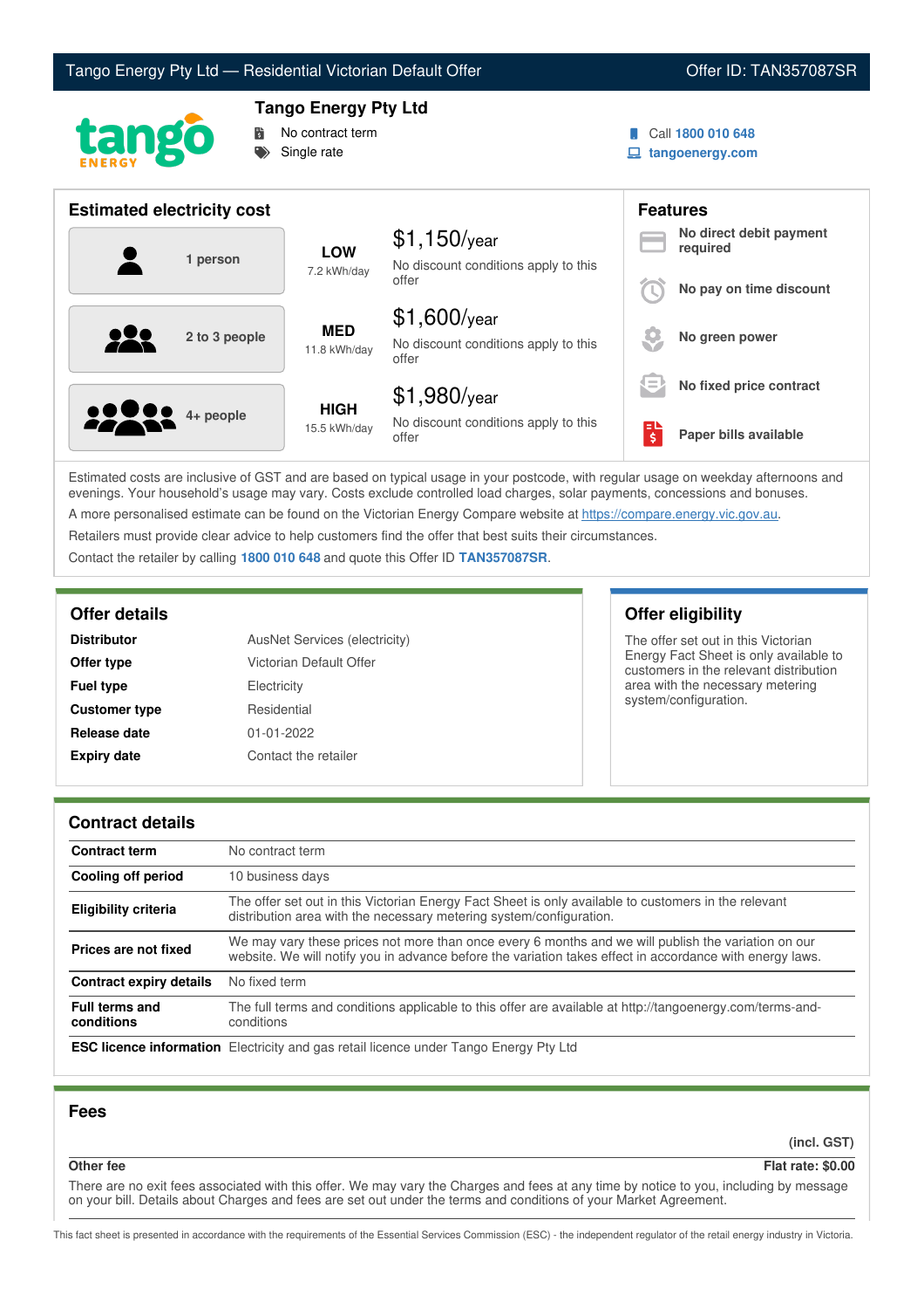Tango Energy Pty Ltd — Residential Victorian Default Offer | Offer ID: TAN357087SR

# Tango Energy Pty Ltd

- No contract term
- Single rate

Call **1800 010 648**
**tangoenergy.com**

## Estimated electricity cost

| Household | Usage | Cost |
|---|---|---|
| 1 person | **LOW** 7.2 kWh/day | $1,150/year — No discount conditions apply to this offer |
| 2 to 3 people | **MED** 11.8 kWh/day | $1,600/year — No discount conditions apply to this offer |
| 4+ people | **HIGH** 15.5 kWh/day | $1,980/year — No discount conditions apply to this offer |

## Features

- **No direct debit payment required**
- **No pay on time discount**
- **No green power**
- **No fixed price contract**
- **Paper bills available**

Estimated costs are inclusive of GST and are based on typical usage in your postcode, with regular usage on weekday afternoons and evenings. Your household's usage may vary. Costs exclude controlled load charges, solar payments, concessions and bonuses.

A more personalised estimate can be found on the Victorian Energy Compare website at https://compare.energy.vic.gov.au.

Retailers must provide clear advice to help customers find the offer that best suits their circumstances.

Contact the retailer by calling **1800 010 648** and quote this Offer ID **TAN357087SR**.

## Offer details

| | |
|---|---|
| **Distributor** | AusNet Services (electricity) |
| **Offer type** | Victorian Default Offer |
| **Fuel type** | Electricity |
| **Customer type** | Residential |
| **Release date** | 01-01-2022 |
| **Expiry date** | Contact the retailer |

## Offer eligibility

The offer set out in this Victorian Energy Fact Sheet is only available to customers in the relevant distribution area with the necessary metering system/configuration.

## Contract details

| | |
|---|---|
| **Contract term** | No contract term |
| **Cooling off period** | 10 business days |
| **Eligibility criteria** | The offer set out in this Victorian Energy Fact Sheet is only available to customers in the relevant distribution area with the necessary metering system/configuration. |
| **Prices are not fixed** | We may vary these prices not more than once every 6 months and we will publish the variation on our website. We will notify you in advance before the variation takes effect in accordance with energy laws. |
| **Contract expiry details** | No fixed term |
| **Full terms and conditions** | The full terms and conditions applicable to this offer are available at http://tangoenergy.com/terms-and-conditions |
| **ESC licence information** | Electricity and gas retail licence under Tango Energy Pty Ltd |

## Fees

| | (incl. GST) |
|---|---|
| **Other fee** | **Flat rate: $0.00** |

There are no exit fees associated with this offer. We may vary the Charges and fees at any time by notice to you, including by message on your bill. Details about Charges and fees are set out under the terms and conditions of your Market Agreement.

This fact sheet is presented in accordance with the requirements of the Essential Services Commission (ESC) - the independent regulator of the retail energy industry in Victoria.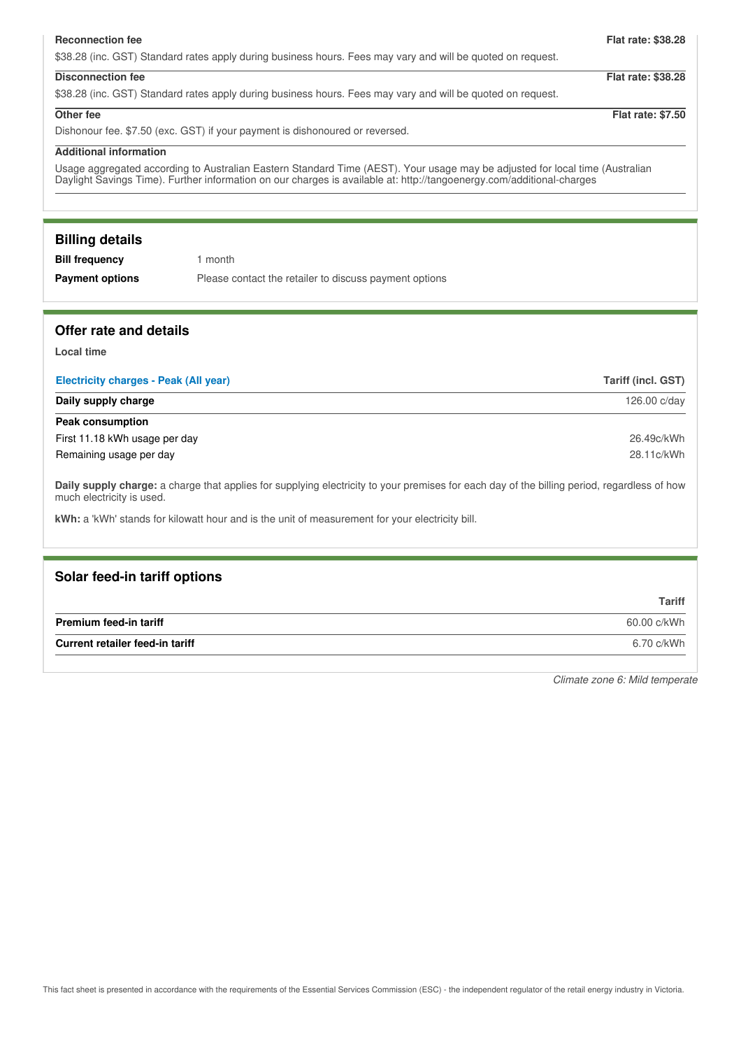| | |
|---|---|
| **Reconnection fee** | **Flat rate: $38.28** |
| $38.28 (inc. GST) Standard rates apply during business hours. Fees may vary and will be quoted on request. | |
| **Disconnection fee** | **Flat rate: $38.28** |
| $38.28 (inc. GST) Standard rates apply during business hours. Fees may vary and will be quoted on request. | |
| **Other fee** | **Flat rate: $7.50** |
| Dishonour fee. $7.50 (exc. GST) if your payment is dishonoured or reversed. | |

**Additional information**

Usage aggregated according to Australian Eastern Standard Time (AEST). Your usage may be adjusted for local time (Australian Daylight Savings Time). Further information on our charges is available at: http://tangoenergy.com/additional-charges

## Billing details

| | |
|---|---|
| **Bill frequency** | 1 month |
| **Payment options** | Please contact the retailer to discuss payment options |

## Offer rate and details

**Local time**

| Electricity charges - Peak (All year) | Tariff (incl. GST) |
|---|---|
| **Daily supply charge** | 126.00 c/day |
| **Peak consumption** | |
| First 11.18 kWh usage per day | 26.49c/kWh |
| Remaining usage per day | 28.11c/kWh |

**Daily supply charge:** a charge that applies for supplying electricity to your premises for each day of the billing period, regardless of how much electricity is used.

**kWh:** a 'kWh' stands for kilowatt hour and is the unit of measurement for your electricity bill.

## Solar feed-in tariff options

| | Tariff |
|---|---|
| **Premium feed-in tariff** | 60.00 c/kWh |
| **Current retailer feed-in tariff** | 6.70 c/kWh |

*Climate zone 6: Mild temperate*

This fact sheet is presented in accordance with the requirements of the Essential Services Commission (ESC) - the independent regulator of the retail energy industry in Victoria.